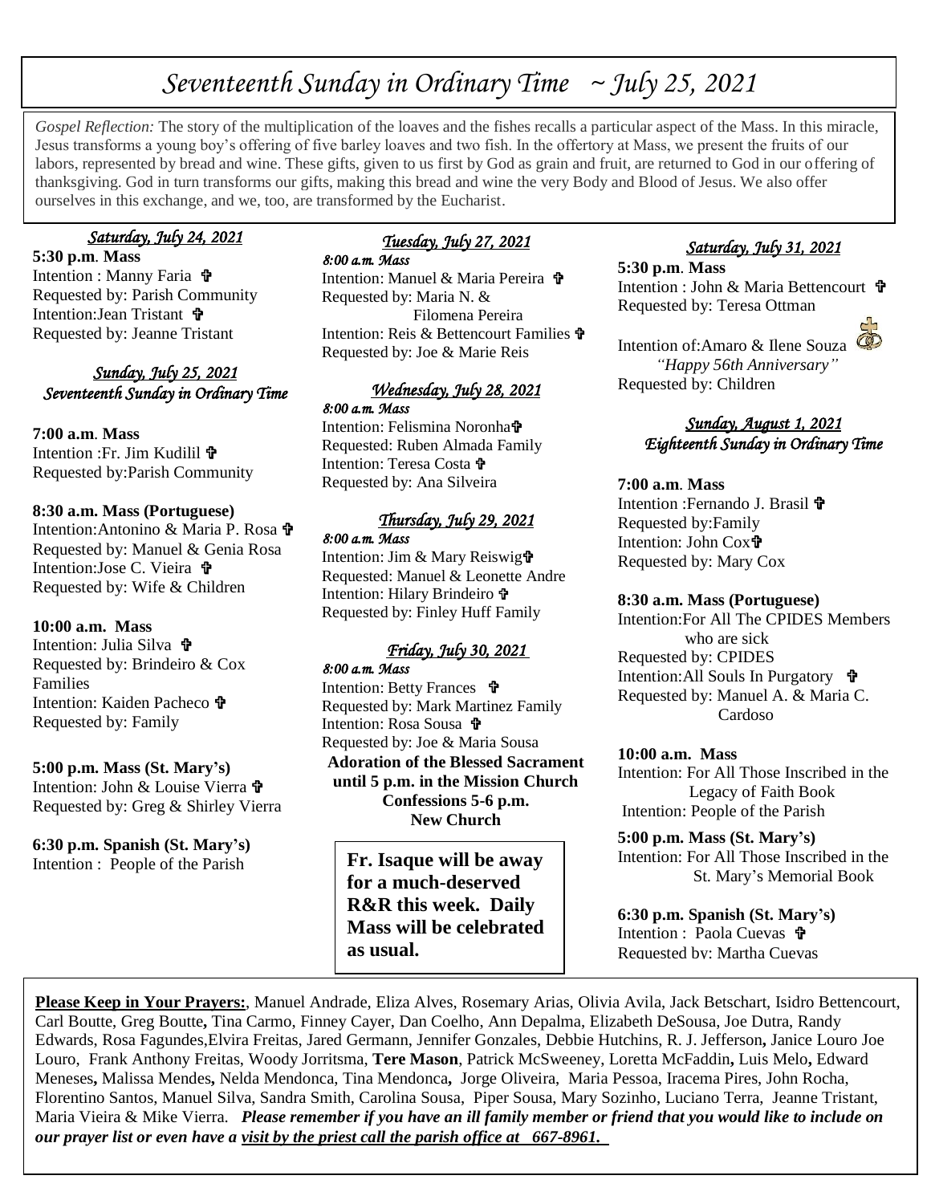# Seventeenth Sunday in Ordinary Time ~ July 25, 2021

*Gospel Reflection:* The story of the multiplication of the loaves and the fishes recalls a particular aspect of the Mass. In this miracle, Jesus transforms a young boy's offering of five barley loaves and two fish. In the offertory at Mass, we present the fruits of our labors, represented by bread and wine. These gifts, given to us first by God as grain and fruit, are returned to God in our offering of thanksgiving. God in turn transforms our gifts, making this bread and wine the very Body and Blood of Jesus. We also offer ourselves in this exchange, and we, too, are transformed by the Eucharist.

### *Saturday, July 24, 2021*

**5:30 p.m. Mass**
Intention : Manny Faria ✞
Requested by: Parish Community
Intention:Jean Tristant ✞
Requested by: Jeanne Tristant

### *Sunday, July 25, 2021*
### *Seventeenth Sunday in Ordinary Time*

**7:00 a.m. Mass**
Intention :Fr. Jim Kudilil ✞
Requested by:Parish Community

**8:30 a.m. Mass (Portuguese)**
Intention:Antonino & Maria P. Rosa ✞
Requested by: Manuel & Genia Rosa
Intention:Jose C. Vieira ✞
Requested by: Wife & Children

**10:00 a.m. Mass**
Intention: Julia Silva ✞
Requested by: Brindeiro & Cox Families
Intention: Kaiden Pacheco ✞
Requested by: Family

**5:00 p.m. Mass (St. Mary's)**
Intention: John & Louise Vierra ✞
Requested by: Greg & Shirley Vierra

**6:30 p.m. Spanish (St. Mary's)**
Intention : People of the Parish

### *Tuesday, July 27, 2021*

*8:00 a.m. Mass*
Intention: Manuel & Maria Pereira ✞
Requested by: Maria N. & Filomena Pereira
Intention: Reis & Bettencourt Families ✞
Requested by: Joe & Marie Reis

### *Wednesday, July 28, 2021*

*8:00 a.m. Mass*
Intention: Felismina Noronha✞
Requested: Ruben Almada Family
Intention: Teresa Costa ✞
Requested by: Ana Silveira

### *Thursday, July 29, 2021*

*8:00 a.m. Mass*
Intention: Jim & Mary Reiswig✞
Requested: Manuel & Leonette Andre
Intention: Hilary Brindeiro ✞
Requested by: Finley Huff Family

### *Friday, July 30, 2021*

*8:00 a.m. Mass*
Intention: Betty Frances ✞
Requested by: Mark Martinez Family
Intention: Rosa Sousa ✞
Requested by: Joe & Maria Sousa

**Adoration of the Blessed Sacrament until 5 p.m. in the Mission Church**
**Confessions 5-6 p.m. New Church**

**Fr. Isaque will be away for a much-deserved R&R this week. Daily Mass will be celebrated as usual.**

### *Saturday, July 31, 2021*

**5:30 p.m. Mass**
Intention : John & Maria Bettencourt ✞
Requested by: Teresa Ottman

Intention of:Amaro & Ilene Souza
*"Happy 56th Anniversary"*
Requested by: Children

### *Sunday, August 1, 2021*
### *Eighteenth Sunday in Ordinary Time*

**7:00 a.m. Mass**
Intention :Fernando J. Brasil ✞
Requested by:Family
Intention: John Cox✞
Requested by: Mary Cox

**8:30 a.m. Mass (Portuguese)**
Intention:For All The CPIDES Members who are sick
Requested by: CPIDES
Intention:All Souls In Purgatory ✞
Requested by: Manuel A. & Maria C. Cardoso

**10:00 a.m. Mass**
Intention: For All Those Inscribed in the Legacy of Faith Book
Intention: People of the Parish

**5:00 p.m. Mass (St. Mary's)**
Intention: For All Those Inscribed in the St. Mary's Memorial Book

**6:30 p.m. Spanish (St. Mary's)**
Intention : Paola Cuevas ✞
Requested by: Martha Cuevas

**Please Keep in Your Prayers:**, Manuel Andrade, Eliza Alves, Rosemary Arias, Olivia Avila, Jack Betschart, Isidro Bettencourt, Carl Boutte, Greg Boutte**,** Tina Carmo, Finney Cayer, Dan Coelho, Ann Depalma, Elizabeth DeSousa, Joe Dutra, Randy Edwards, Rosa Fagundes,Elvira Freitas, Jared Germann, Jennifer Gonzales, Debbie Hutchins, R. J. Jefferson**,** Janice Louro Joe Louro, Frank Anthony Freitas, Woody Jorritsma, **Tere Mason**, Patrick McSweeney, Loretta McFaddin**,** Luis Melo**,** Edward Meneses**,** Malissa Mendes**,** Nelda Mendonca, Tina Mendonca**,** Jorge Oliveira, Maria Pessoa, Iracema Pires, John Rocha, Florentino Santos, Manuel Silva, Sandra Smith, Carolina Sousa, Piper Sousa, Mary Sozinho, Luciano Terra, Jeanne Tristant, Maria Vieira & Mike Vierra. ***Please remember if you have an ill family member or friend that you would like to include on our prayer list or even have a visit by the priest call the parish office at 667-8961.***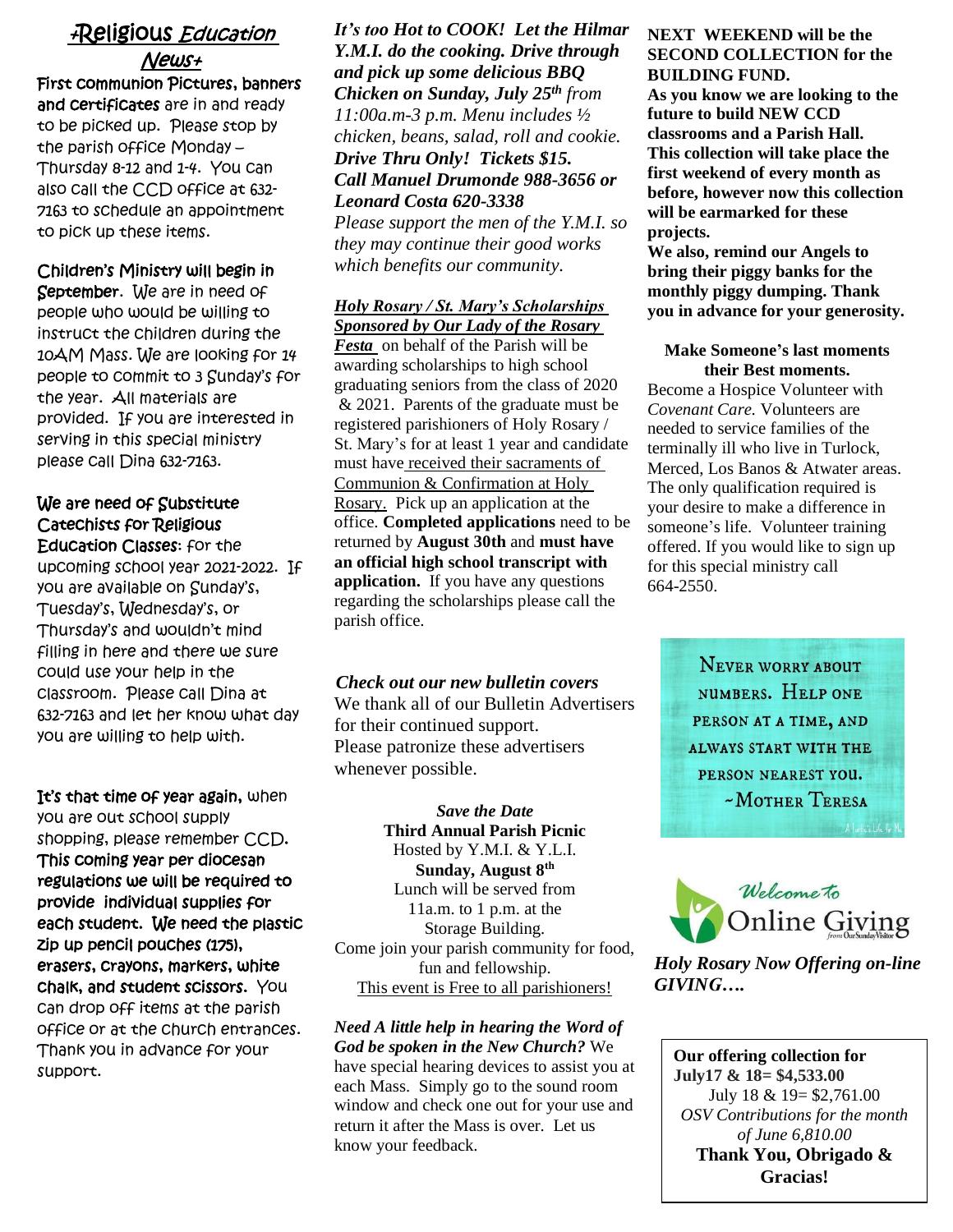# +Religious *Education News+*

**First communion Pictures, banners and certificates** are in and ready to be picked up. Please stop by the parish office Monday – Thursday 8-12 and 1-4. You can also call the CCD office at 632-7163 to schedule an appointment to pick up these items.

**Children's Ministry will begin in September**. We are in need of people who would be willing to instruct the children during the 10AM Mass. We are looking for 14 people to commit to 3 Sunday's for the year. All materials are provided. If you are interested in serving in this special ministry please call Dina 632-7163.

**We are need of Substitute Catechists for Religious Education Classes**: for the upcoming school year 2021-2022. If you are available on Sunday's, Tuesday's, Wednesday's, or Thursday's and wouldn't mind filling in here and there we sure could use your help in the classroom. Please call Dina at 632-7163 and let her know what day you are willing to help with.

**It's that time of year again,** when you are out school supply shopping, please remember CCD. **This coming year per diocesan regulations we will be required to provide individual supplies for each student. We need the plastic zip up pencil pouches (175), erasers, crayons, markers, white chalk, and student scissors.** You can drop off items at the parish office or at the church entrances. Thank you in advance for your support.

***It's too Hot to COOK! Let the Hilmar Y.M.I. do the cooking. Drive through and pick up some delicious BBQ Chicken on Sunday, July 25th*** *from 11:00a.m-3 p.m. Menu includes ½ chicken, beans, salad, roll and cookie.* ***Drive Thru Only! Tickets $15. Call Manuel Drumonde 988-3656 or Leonard Costa 620-3338***
*Please support the men of the Y.M.I. so they may continue their good works which benefits our community.*

***Holy Rosary / St. Mary's Scholarships Sponsored by Our Lady of the Rosary Festa*** on behalf of the Parish will be awarding scholarships to high school graduating seniors from the class of 2020 & 2021. Parents of the graduate must be registered parishioners of Holy Rosary / St. Mary's for at least 1 year and candidate must have received their sacraments of Communion & Confirmation at Holy Rosary. Pick up an application at the office. **Completed applications** need to be returned by **August 30th** and **must have an official high school transcript with application.** If you have any questions regarding the scholarships please call the parish office.

***Check out our new bulletin covers***
We thank all of our Bulletin Advertisers for their continued support.
Please patronize these advertisers whenever possible.

***Save the Date***
**Third Annual Parish Picnic**
Hosted by Y.M.I. & Y.L.I.
**Sunday, August 8th**
Lunch will be served from 11a.m. to 1 p.m. at the Storage Building.
Come join your parish community for food, fun and fellowship.
This event is Free to all parishioners!

***Need A little help in hearing the Word of God be spoken in the New Church?*** We have special hearing devices to assist you at each Mass. Simply go to the sound room window and check one out for your use and return it after the Mass is over. Let us know your feedback.

**NEXT WEEKEND will be the SECOND COLLECTION for the BUILDING FUND.**
**As you know we are looking to the future to build NEW CCD classrooms and a Parish Hall. This collection will take place the first weekend of every month as before, however now this collection will be earmarked for these projects.**
**We also, remind our Angels to bring their piggy banks for the monthly piggy dumping. Thank you in advance for your generosity.**

**Make Someone's last moments their Best moments.**
Become a Hospice Volunteer with *Covenant Care.* Volunteers are needed to service families of the terminally ill who live in Turlock, Merced, Los Banos & Atwater areas. The only qualification required is your desire to make a difference in someone's life. Volunteer training offered. If you would like to sign up for this special ministry call 664-2550.

Never worry about numbers. Help one person at a time, and always start with the person nearest you.
~Mother Teresa

Welcome to Online Giving

*Holy Rosary Now Offering on-line GIVING….*

**Our offering collection for July17 & 18= $4,533.00**
July 18 & 19= $2,761.00
*OSV Contributions for the month of June 6,810.00*
**Thank You, Obrigado & Gracias!**